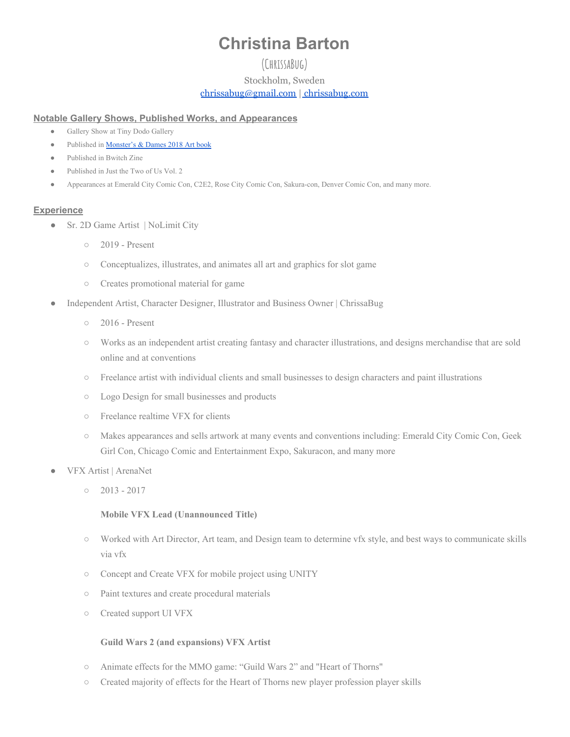# Christina Barton

(ChrissaBug)

Stockholm, Sweden

[chrissabug@gmail.com](mailto:chrissabug@gmail.com) | [chrissabug.com](http://chrissabug.com)

## Notable Gallery Shows, Published Works, and Appearances

- Gallery Show at Tiny Dodo Gallery
- Published in [Monster's & Dames 2018 Art book]()
- Published in Bwitch Zine
- Published in Just the Two of Us Vol. 2
- Appearances at Emerald City Comic Con, C2E2, Rose City Comic Con, Sakura-con, Denver Comic Con, and many more.

## Experience

- Sr. 2D Game Artist | NoLimit City
  - 2019 - Present
  - Conceptualizes, illustrates, and animates all art and graphics for slot game
  - Creates promotional material for game
- Independent Artist, Character Designer, Illustrator and Business Owner | ChrissaBug
  - 2016 - Present
  - Works as an independent artist creating fantasy and character illustrations, and designs merchandise that are sold online and at conventions
  - Freelance artist with individual clients and small businesses to design characters and paint illustrations
  - Logo Design for small businesses and products
  - Freelance realtime VFX for clients
  - Makes appearances and sells artwork at many events and conventions including: Emerald City Comic Con, Geek Girl Con, Chicago Comic and Entertainment Expo, Sakuracon, and many more
- VFX Artist | ArenaNet
  - 2013 - 2017

    **Mobile VFX Lead (Unannounced Title)**

  - Worked with Art Director, Art team, and Design team to determine vfx style, and best ways to communicate skills via vfx
  - Concept and Create VFX for mobile project using UNITY
  - Paint textures and create procedural materials
  - Created support UI VFX

    **Guild Wars 2 (and expansions) VFX Artist**

  - Animate effects for the MMO game: "Guild Wars 2" and "Heart of Thorns"
  - Created majority of effects for the Heart of Thorns new player profession player skills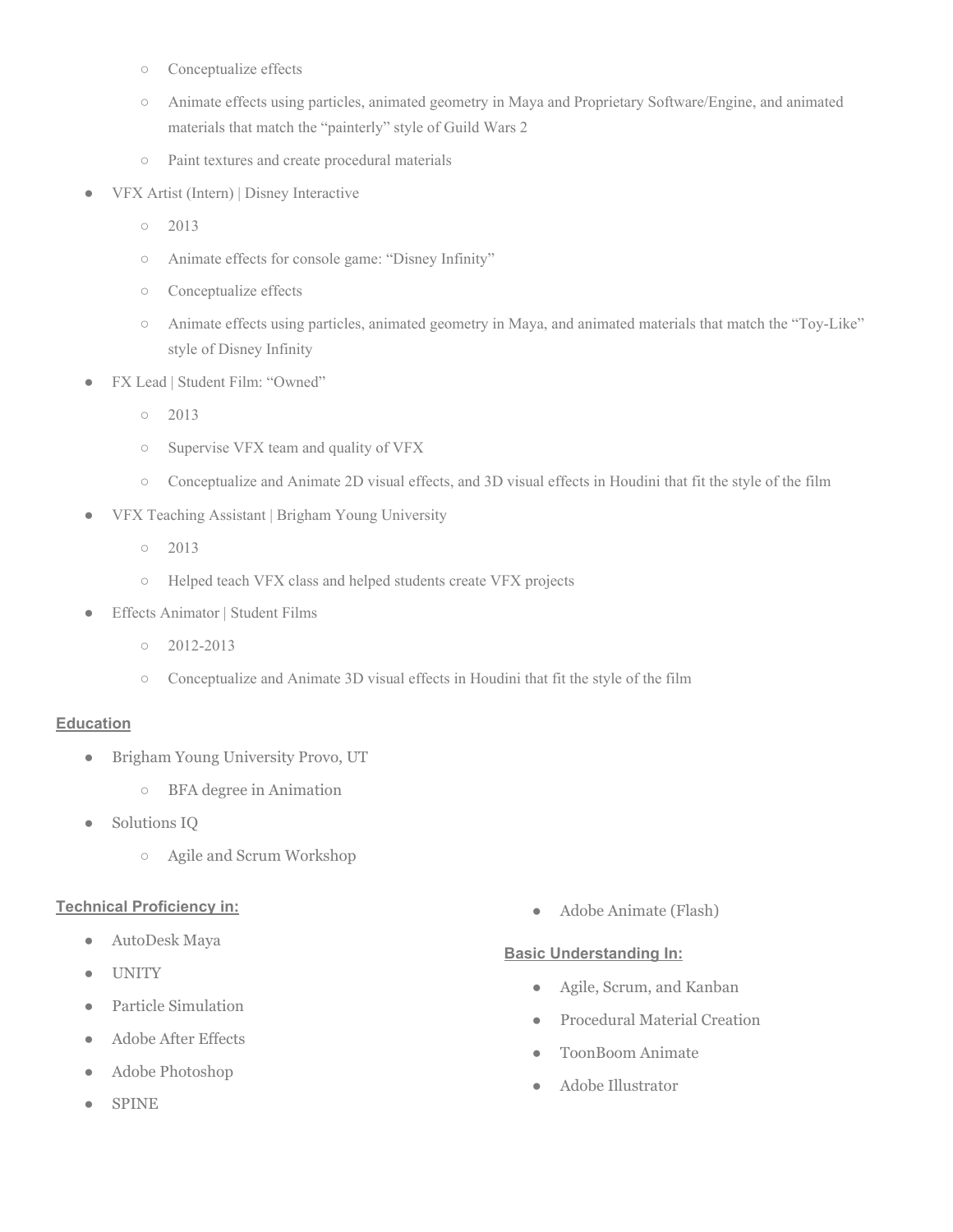- Conceptualize effects
  - Animate effects using particles, animated geometry in Maya and Proprietary Software/Engine, and animated materials that match the "painterly" style of Guild Wars 2
  - Paint textures and create procedural materials
- VFX Artist (Intern) | Disney Interactive
  - 2013
  - Animate effects for console game: "Disney Infinity"
  - Conceptualize effects
  - Animate effects using particles, animated geometry in Maya, and animated materials that match the "Toy-Like" style of Disney Infinity
- FX Lead | Student Film: "Owned"
  - 2013
  - Supervise VFX team and quality of VFX
  - Conceptualize and Animate 2D visual effects, and 3D visual effects in Houdini that fit the style of the film
- VFX Teaching Assistant | Brigham Young University
  - 2013
  - Helped teach VFX class and helped students create VFX projects
- Effects Animator | Student Films
  - 2012-2013
  - Conceptualize and Animate 3D visual effects in Houdini that fit the style of the film

**Education**

- Brigham Young University Provo, UT
  - BFA degree in Animation
- Solutions IQ
  - Agile and Scrum Workshop

**Technical Proficiency in:**

- AutoDesk Maya
- UNITY
- Particle Simulation
- Adobe After Effects
- Adobe Photoshop
- SPINE
- Adobe Animate (Flash)

**Basic Understanding In:**

- Agile, Scrum, and Kanban
- Procedural Material Creation
- ToonBoom Animate
- Adobe Illustrator